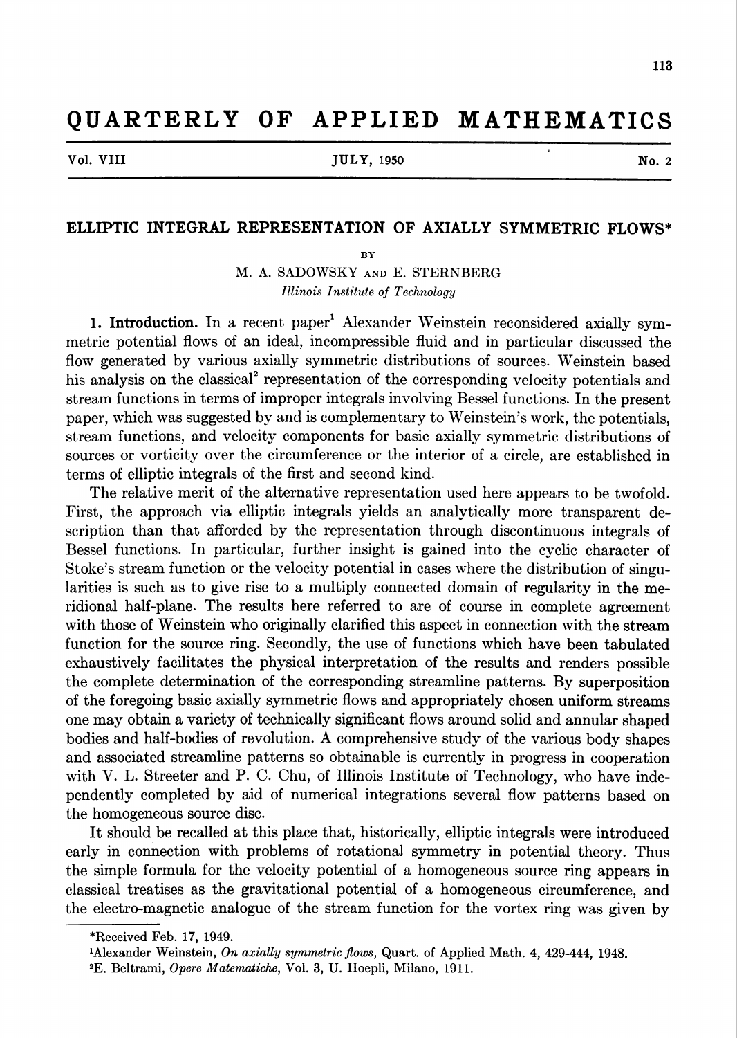# ELLIPTIC INTEGRAL REPRESENTATION OF AXIALLY SYMMETRIC FLOWS*

BY

M. A. SADOWSKY AND E. STERNBERG

*Illinois Institute of Technology*

**1. Introduction.** In a recent paper[1] Alexander Weinstein reconsidered axially symmetric potential flows of an ideal, incompressible fluid and in particular discussed the flow generated by various axially symmetric distributions of sources. Weinstein based his analysis on the classical[2] representation of the corresponding velocity potentials and stream functions in terms of improper integrals involving Bessel functions. In the present paper, which was suggested by and is complementary to Weinstein's work, the potentials, stream functions, and velocity components for basic axially symmetric distributions of sources or vorticity over the circumference or the interior of a circle, are established in terms of elliptic integrals of the first and second kind.

The relative merit of the alternative representation used here appears to be twofold. First, the approach via elliptic integrals yields an analytically more transparent description than that afforded by the representation through discontinuous integrals of Bessel functions. In particular, further insight is gained into the cyclic character of Stoke's stream function or the velocity potential in cases where the distribution of singularities is such as to give rise to a multiply connected domain of regularity in the meridional half-plane. The results here referred to are of course in complete agreement with those of Weinstein who originally clarified this aspect in connection with the stream function for the source ring. Secondly, the use of functions which have been tabulated exhaustively facilitates the physical interpretation of the results and renders possible the complete determination of the corresponding streamline patterns. By superposition of the foregoing basic axially symmetric flows and appropriately chosen uniform streams one may obtain a variety of technically significant flows around solid and annular shaped bodies and half-bodies of revolution. A comprehensive study of the various body shapes and associated streamline patterns so obtainable is currently in progress in cooperation with V. L. Streeter and P. C. Chu, of Illinois Institute of Technology, who have independently completed by aid of numerical integrations several flow patterns based on the homogeneous source disc.

It should be recalled at this place that, historically, elliptic integrals were introduced early in connection with problems of rotational symmetry in potential theory. Thus the simple formula for the velocity potential of a homogeneous source ring appears in classical treatises as the gravitational potential of a homogeneous circumference, and the electro-magnetic analogue of the stream function for the vortex ring was given by

---

*Received Feb. 17, 1949.

[1]Alexander Weinstein, *On axially symmetric flows*, Quart. of Applied Math. 4, 429-444, 1948.

[2]E. Beltrami, *Opere Matematiche*, Vol. 3, U. Hoepli, Milano, 1911.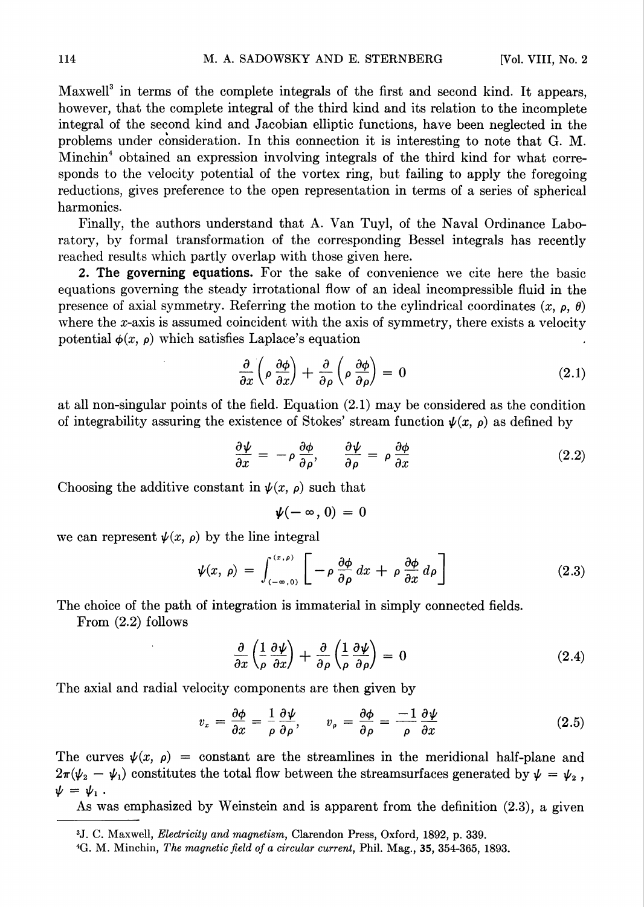Maxwell[3] in terms of the complete integrals of the first and second kind. It appears, however, that the complete integral of the third kind and its relation to the incomplete integral of the second kind and Jacobian elliptic functions, have been neglected in the problems under consideration. In this connection it is interesting to note that G. M. Minchin[4] obtained an expression involving integrals of the third kind for what corresponds to the velocity potential of the vortex ring, but failing to apply the foregoing reductions, gives preference to the open representation in terms of a series of spherical harmonics.

Finally, the authors understand that A. Van Tuyl, of the Naval Ordinance Laboratory, by formal transformation of the corresponding Bessel integrals has recently reached results which partly overlap with those given here.

**2. The governing equations.** For the sake of convenience we cite here the basic equations governing the steady irrotational flow of an ideal incompressible fluid in the presence of axial symmetry. Referring the motion to the cylindrical coordinates $(x, \rho, \theta)$ where the $x$-axis is assumed coincident with the axis of symmetry, there exists a velocity potential $\phi(x, \rho)$ which satisfies Laplace's equation

$$\frac{\partial}{\partial x}\left(\rho \frac{\partial \phi}{\partial x}\right) + \frac{\partial}{\partial \rho}\left(\rho \frac{\partial \phi}{\partial \rho}\right) = 0 \tag{2.1}$$

at all non-singular points of the field. Equation (2.1) may be considered as the condition of integrability assuring the existence of Stokes' stream function $\psi(x, \rho)$ as defined by

$$\frac{\partial \psi}{\partial x} = -\rho \frac{\partial \phi}{\partial \rho}, \qquad \frac{\partial \psi}{\partial \rho} = \rho \frac{\partial \phi}{\partial x} \tag{2.2}$$

Choosing the additive constant in $\psi(x, \rho)$ such that

$$\psi(-\infty, 0) = 0$$

we can represent $\psi(x, \rho)$ by the line integral

$$\psi(x, \rho) = \int_{(-\infty, 0)}^{(x, \rho)} \left[ -\rho \frac{\partial \phi}{\partial \rho}\, dx + \rho \frac{\partial \phi}{\partial x}\, d\rho \right] \tag{2.3}$$

The choice of the path of integration is immaterial in simply connected fields.

From (2.2) follows

$$\frac{\partial}{\partial x}\left(\frac{1}{\rho} \frac{\partial \psi}{\partial x}\right) + \frac{\partial}{\partial \rho}\left(\frac{1}{\rho} \frac{\partial \psi}{\partial \rho}\right) = 0 \tag{2.4}$$

The axial and radial velocity components are then given by

$$v_x = \frac{\partial \phi}{\partial x} = \frac{1}{\rho} \frac{\partial \psi}{\partial \rho}, \qquad v_\rho = \frac{\partial \phi}{\partial \rho} = \frac{-1}{\rho} \frac{\partial \psi}{\partial x} \tag{2.5}$$

The curves $\psi(x, \rho) =$ constant are the streamlines in the meridional half-plane and $2\pi(\psi_2 - \psi_1)$ constitutes the total flow between the streamsurfaces generated by $\psi = \psi_2$, $\psi = \psi_1$.

As was emphasized by Weinstein and is apparent from the definition (2.3), a given

---

[3] J. C. Maxwell, *Electricity and magnetism*, Clarendon Press, Oxford, 1892, p. 339.

[4] G. M. Minchin, *The magnetic field of a circular current*, Phil. Mag., **35**, 354-365, 1893.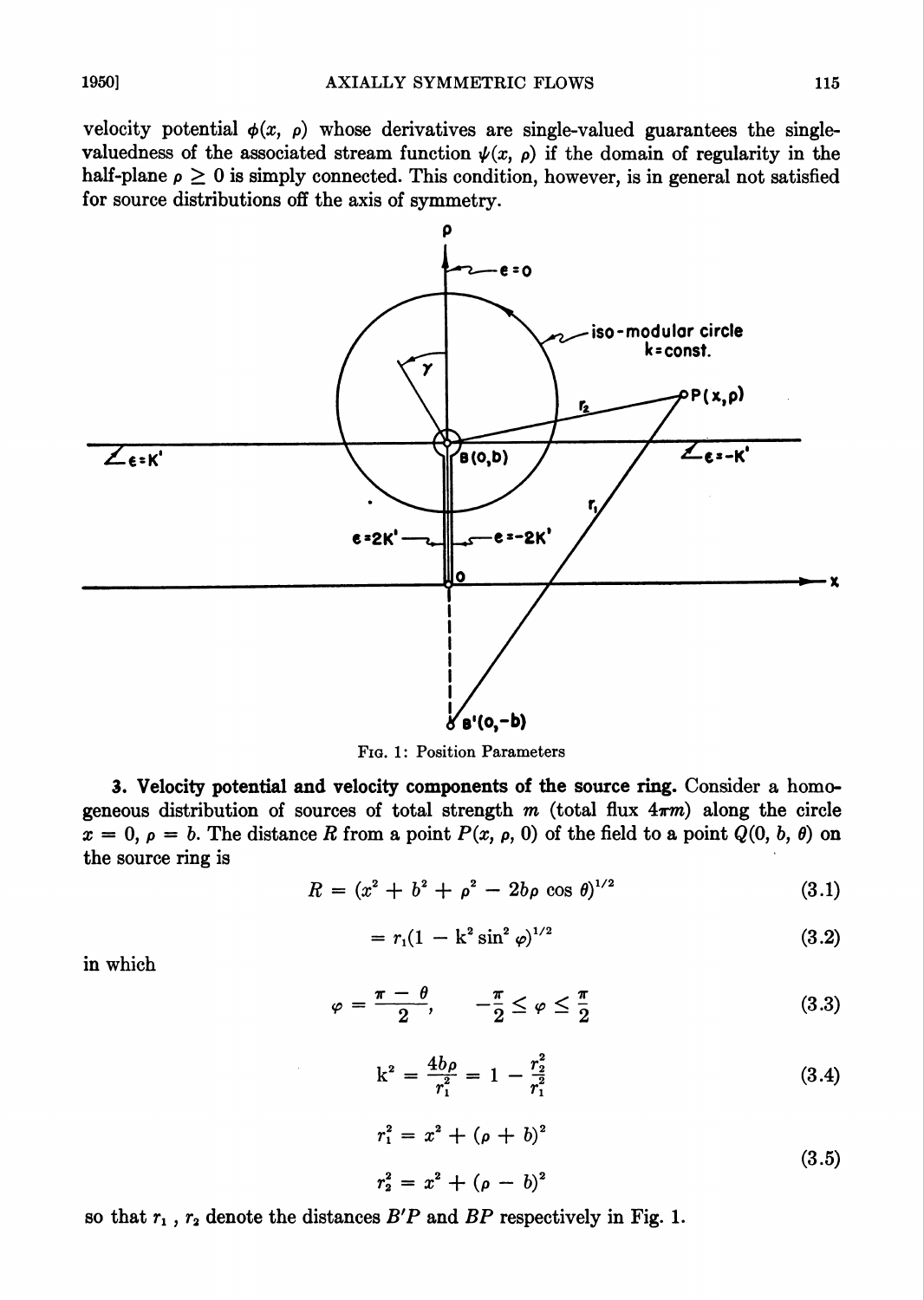velocity potential $\phi(x, \rho)$ whose derivatives are single-valued guarantees the single-valuedness of the associated stream function $\psi(x, \rho)$ if the domain of regularity in the half-plane $\rho \geq 0$ is simply connected. This condition, however, is in general not satisfied for source distributions off the axis of symmetry.

Fig. 1: Position Parameters

**3. Velocity potential and velocity components of the source ring.** Consider a homogeneous distribution of sources of total strength $m$ (total flux $4\pi m$) along the circle $x = 0$, $\rho = b$. The distance $R$ from a point $P(x, \rho, 0)$ of the field to a point $Q(0, b, \theta)$ on the source ring is

$$R = (x^2 + b^2 + \rho^2 - 2b\rho \cos \theta)^{1/2} \tag{3.1}$$

$$= r_1(1 - \mathrm{k}^2 \sin^2 \varphi)^{1/2} \tag{3.2}$$

in which

$$\varphi = \frac{\pi - \theta}{2}, \qquad -\frac{\pi}{2} \leq \varphi \leq \frac{\pi}{2} \tag{3.3}$$

$$\mathrm{k}^2 = \frac{4b\rho}{r_1^2} = 1 - \frac{r_2^2}{r_1^2} \tag{3.4}$$

$$r_1^2 = x^2 + (\rho + b)^2$$
$$r_2^2 = x^2 + (\rho - b)^2 \tag{3.5}$$

so that $r_1$, $r_2$ denote the distances $B'P$ and $BP$ respectively in Fig. 1.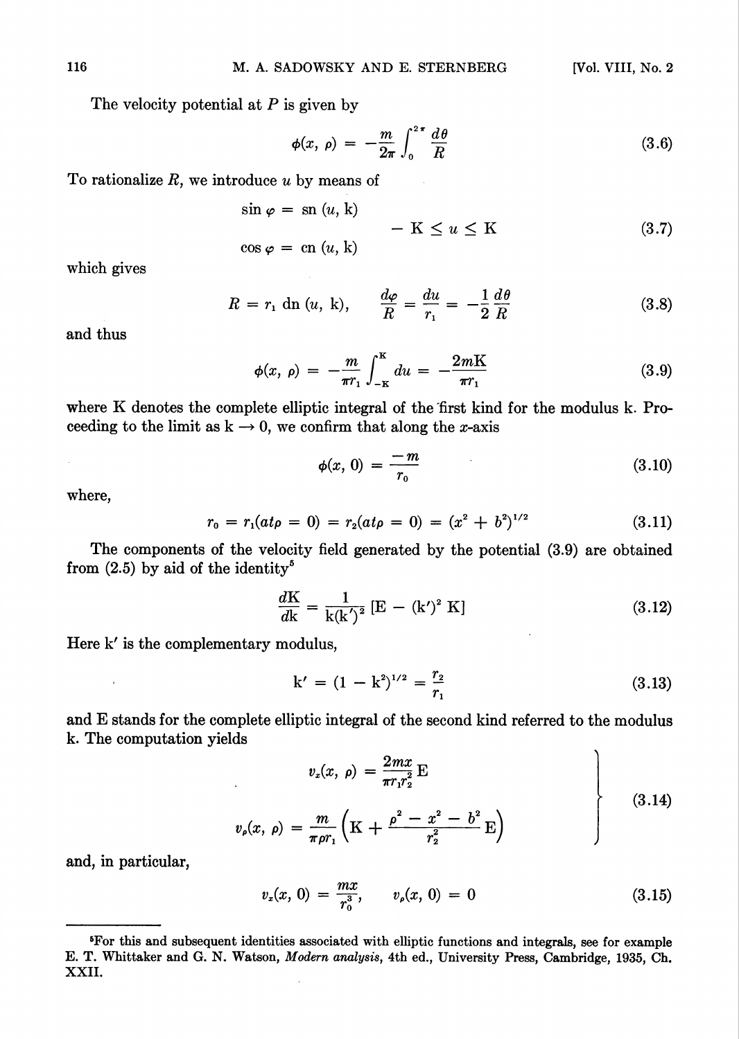The velocity potential at $P$ is given by

$$\phi(x, \rho) = -\frac{m}{2\pi} \int_0^{2\pi} \frac{d\theta}{R} \tag{3.6}$$

To rationalize $R$, we introduce $u$ by means of

$$\begin{aligned} \sin \varphi &= \operatorname{sn}(u, \mathrm{k}) \\ & \qquad\qquad -\mathrm{K} \leq u \leq \mathrm{K} \\ \cos \varphi &= \operatorname{cn}(u, \mathrm{k}) \end{aligned} \tag{3.7}$$

which gives

$$R = r_1 \operatorname{dn}(u, \mathrm{k}), \qquad \frac{d\varphi}{R} = \frac{du}{r_1} = -\frac{1}{2}\frac{d\theta}{R} \tag{3.8}$$

and thus

$$\phi(x, \rho) = -\frac{m}{\pi r_1} \int_{-\mathrm{K}}^{\mathrm{K}} du = -\frac{2m\mathrm{K}}{\pi r_1} \tag{3.9}$$

where K denotes the complete elliptic integral of the first kind for the modulus k. Proceeding to the limit as $\mathrm{k} \to 0$, we confirm that along the $x$-axis

$$\phi(x, 0) = \frac{-m}{r_0} \tag{3.10}$$

where,

$$r_0 = r_1(at \rho = 0) = r_2(at \rho = 0) = (x^2 + b^2)^{1/2} \tag{3.11}$$

The components of the velocity field generated by the potential (3.9) are obtained from (2.5) by aid of the identity[5]

$$\frac{d\mathrm{K}}{d\mathrm{k}} = \frac{1}{\mathrm{k}(\mathrm{k}')^2} [\mathrm{E} - (\mathrm{k}')^2 \mathrm{K}] \tag{3.12}$$

Here $\mathrm{k}'$ is the complementary modulus,

$$\mathrm{k}' = (1 - \mathrm{k}^2)^{1/2} = \frac{r_2}{r_1} \tag{3.13}$$

and E stands for the complete elliptic integral of the second kind referred to the modulus k. The computation yields

$$\left.\begin{aligned} v_x(x, \rho) &= \frac{2mx}{\pi r_1 r_2^2} \mathrm{E} \\ v_\rho(x, \rho) &= \frac{m}{\pi \rho r_1} \left( \mathrm{K} + \frac{\rho^2 - x^2 - b^2}{r_2^2} \mathrm{E} \right) \end{aligned}\right\} \tag{3.14}$$

and, in particular,

$$v_x(x, 0) = \frac{mx}{r_0^3}, \qquad v_\rho(x, 0) = 0 \tag{3.15}$$

---

[5]For this and subsequent identities associated with elliptic functions and integrals, see for example E. T. Whittaker and G. N. Watson, *Modern analysis*, 4th ed., University Press, Cambridge, 1935, Ch. XXII.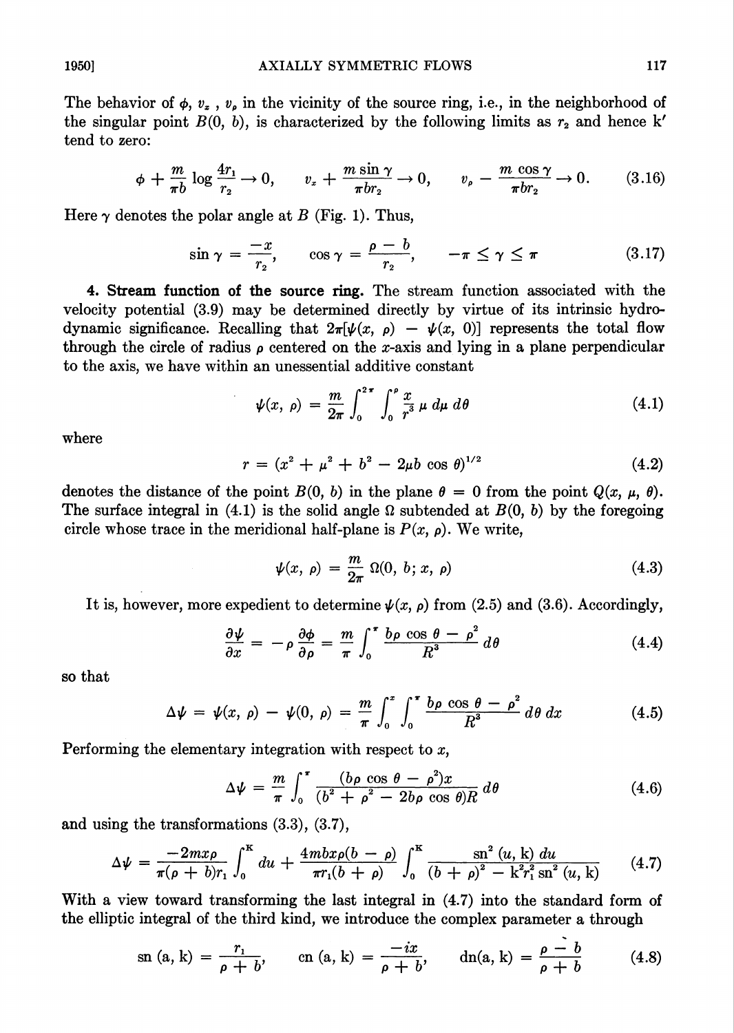The behavior of $\phi$, $v_x$, $v_\rho$ in the vicinity of the source ring, i.e., in the neighborhood of the singular point $B(0, b)$, is characterized by the following limits as $r_2$ and hence k' tend to zero:

$$\phi + \frac{m}{\pi b} \log \frac{4r_1}{r_2} \to 0, \qquad v_x + \frac{m \sin \gamma}{\pi b r_2} \to 0, \qquad v_\rho - \frac{m \cos \gamma}{\pi b r_2} \to 0. \tag{3.16}$$

Here $\gamma$ denotes the polar angle at $B$ (Fig. 1). Thus,

$$\sin \gamma = \frac{-x}{r_2}, \qquad \cos \gamma = \frac{\rho - b}{r_2}, \qquad -\pi \leq \gamma \leq \pi \tag{3.17}$$

**4. Stream function of the source ring.** The stream function associated with the velocity potential (3.9) may be determined directly by virtue of its intrinsic hydrodynamic significance. Recalling that $2\pi[\psi(x, \rho) - \psi(x, 0)]$ represents the total flow through the circle of radius $\rho$ centered on the $x$-axis and lying in a plane perpendicular to the axis, we have within an unessential additive constant

$$\psi(x, \rho) = \frac{m}{2\pi} \int_0^{2\pi} \int_0^{\rho} \frac{x}{r^3} \mu \, d\mu \, d\theta \tag{4.1}$$

where

$$r = (x^2 + \mu^2 + b^2 - 2\mu b \cos \theta)^{1/2} \tag{4.2}$$

denotes the distance of the point $B(0, b)$ in the plane $\theta = 0$ from the point $Q(x, \mu, \theta)$. The surface integral in (4.1) is the solid angle $\Omega$ subtended at $B(0, b)$ by the foregoing circle whose trace in the meridional half-plane is $P(x, \rho)$. We write,

$$\psi(x, \rho) = \frac{m}{2\pi} \Omega(0, b; x, \rho) \tag{4.3}$$

It is, however, more expedient to determine $\psi(x, \rho)$ from (2.5) and (3.6). Accordingly,

$$\frac{\partial \psi}{\partial x} = -\rho \frac{\partial \phi}{\partial \rho} = \frac{m}{\pi} \int_0^{\pi} \frac{b\rho \cos \theta - \rho^2}{R^3} \, d\theta \tag{4.4}$$

so that

$$\Delta \psi = \psi(x, \rho) - \psi(0, \rho) = \frac{m}{\pi} \int_0^x \int_0^{\pi} \frac{b\rho \cos \theta - \rho^2}{R^3} \, d\theta \, dx \tag{4.5}$$

Performing the elementary integration with respect to $x$,

$$\Delta \psi = \frac{m}{\pi} \int_0^{\pi} \frac{(b\rho \cos \theta - \rho^2)x}{(b^2 + \rho^2 - 2b\rho \cos \theta)R} \, d\theta \tag{4.6}$$

and using the transformations (3.3), (3.7),

$$\Delta \psi = \frac{-2mx\rho}{\pi(\rho + b)r_1} \int_0^{\mathrm{K}} du + \frac{4mbx\rho(b - \rho)}{\pi r_1(b + \rho)} \int_0^{\mathrm{K}} \frac{\mathrm{sn}^2\,(u, \mathrm{k})\, du}{(b + \rho)^2 - \mathrm{k}^2 r_1^2 \,\mathrm{sn}^2\,(u, \mathrm{k})} \tag{4.7}$$

With a view toward transforming the last integral in (4.7) into the standard form of the elliptic integral of the third kind, we introduce the complex parameter a through

$$\mathrm{sn}\,(\mathrm{a}, \mathrm{k}) = \frac{r_1}{\rho + b}, \qquad \mathrm{cn}\,(\mathrm{a}, \mathrm{k}) = \frac{-ix}{\rho + b}, \qquad \mathrm{dn}(\mathrm{a}, \mathrm{k}) = \frac{\rho - b}{\rho + b} \tag{4.8}$$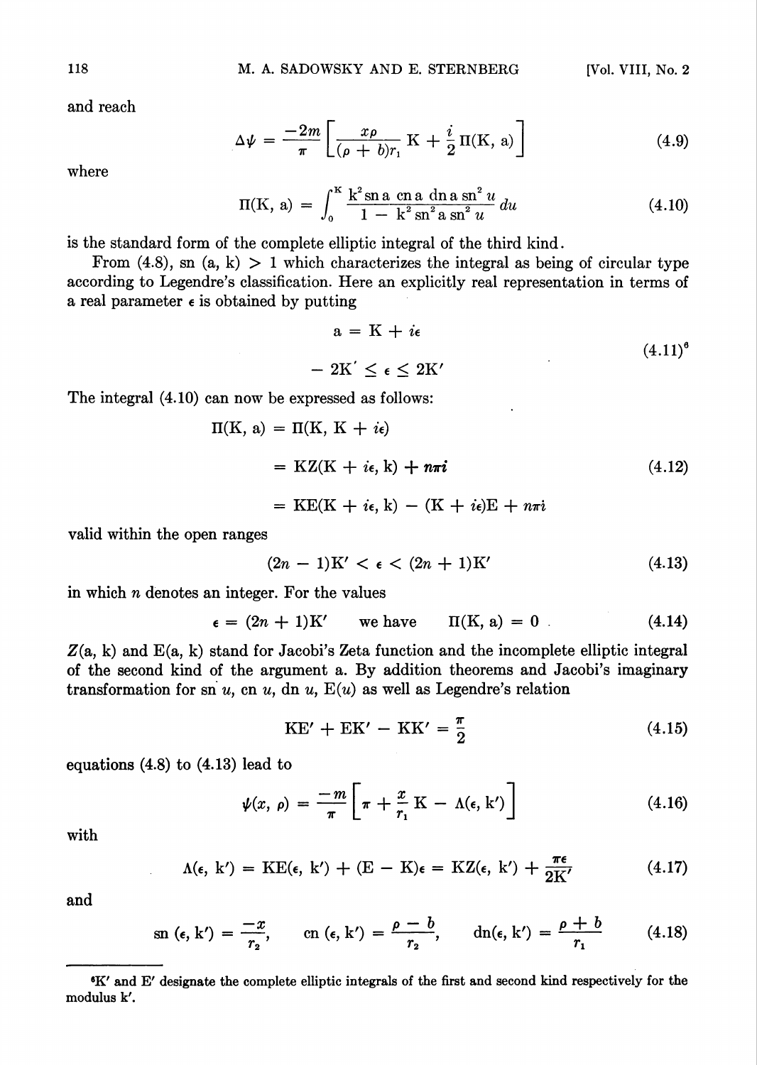and reach

$$\Delta\psi = \frac{-2m}{\pi}\left[\frac{x\rho}{(\rho + b)r_1}\,\mathrm{K} + \frac{i}{2}\,\Pi(\mathrm{K},\,\mathrm{a})\right] \tag{4.9}$$

where

$$\Pi(\mathrm{K},\,\mathrm{a}) = \int_0^{\mathrm{K}} \frac{\mathrm{k}^2\,\mathrm{sn\,a}\;\mathrm{cn\,a}\;\mathrm{dn\,a}\,\mathrm{sn}^2\,u}{1 - \mathrm{k}^2\,\mathrm{sn}^2\,\mathrm{a}\,\mathrm{sn}^2\,u}\,du \tag{4.10}$$

is the standard form of the complete elliptic integral of the third kind.

From (4.8), $\mathrm{sn}\,(\mathrm{a},\,\mathrm{k}) > 1$ which characterizes the integral as being of circular type according to Legendre's classification. Here an explicitly real representation in terms of a real parameter $\epsilon$ is obtained by putting

$$\begin{gathered}\mathrm{a} = \mathrm{K} + i\epsilon \\ -\,2\mathrm{K}' \leq \epsilon \leq 2\mathrm{K}'\end{gathered} \tag{4.11}$$[6]

The integral (4.10) can now be expressed as follows:

$$\begin{aligned}\Pi(\mathrm{K},\,\mathrm{a}) &= \Pi(\mathrm{K},\,\mathrm{K} + i\epsilon) \\ &= \mathrm{K}Z(\mathrm{K} + i\epsilon,\,\mathrm{k}) + n\pi i \\ &= \mathrm{K}\mathrm{E}(\mathrm{K} + i\epsilon,\,\mathrm{k}) - (\mathrm{K} + i\epsilon)\mathrm{E} + n\pi i\end{aligned} \tag{4.12}$$

valid within the open ranges

$$(2n - 1)\mathrm{K}' < \epsilon < (2n + 1)\mathrm{K}' \tag{4.13}$$

in which $n$ denotes an integer. For the values

$$\epsilon = (2n + 1)\mathrm{K}' \qquad \text{we have} \qquad \Pi(\mathrm{K},\,\mathrm{a}) = 0\,. \tag{4.14}$$

$Z(\mathrm{a},\,\mathrm{k})$ and $\mathrm{E}(\mathrm{a},\,\mathrm{k})$ stand for Jacobi's Zeta function and the incomplete elliptic integral of the second kind of the argument a. By addition theorems and Jacobi's imaginary transformation for $\mathrm{sn}\,u$, $\mathrm{cn}\,u$, $\mathrm{dn}\,u$, $\mathrm{E}(u)$ as well as Legendre's relation

$$\mathrm{K}\mathrm{E}' + \mathrm{E}\mathrm{K}' - \mathrm{K}\mathrm{K}' = \frac{\pi}{2} \tag{4.15}$$

equations (4.8) to (4.13) lead to

$$\psi(x,\,\rho) = \frac{-m}{\pi}\left[\pi + \frac{x}{r_1}\,\mathrm{K} - \Lambda(\epsilon,\,\mathrm{k}')\right] \tag{4.16}$$

with

$$\Lambda(\epsilon,\,\mathrm{k}') = \mathrm{K}\mathrm{E}(\epsilon,\,\mathrm{k}') + (\mathrm{E} - \mathrm{K})\epsilon = \mathrm{K}Z(\epsilon,\,\mathrm{k}') + \frac{\pi\epsilon}{2\mathrm{K}'} \tag{4.17}$$

and

$$\mathrm{sn}\,(\epsilon,\,\mathrm{k}') = \frac{-x}{r_2}, \qquad \mathrm{cn}\,(\epsilon,\,\mathrm{k}') = \frac{\rho - b}{r_2}, \qquad \mathrm{dn}(\epsilon,\,\mathrm{k}') = \frac{\rho + b}{r_1} \tag{4.18}$$

---

[6] K′ and E′ designate the complete elliptic integrals of the first and second kind respectively for the modulus k′.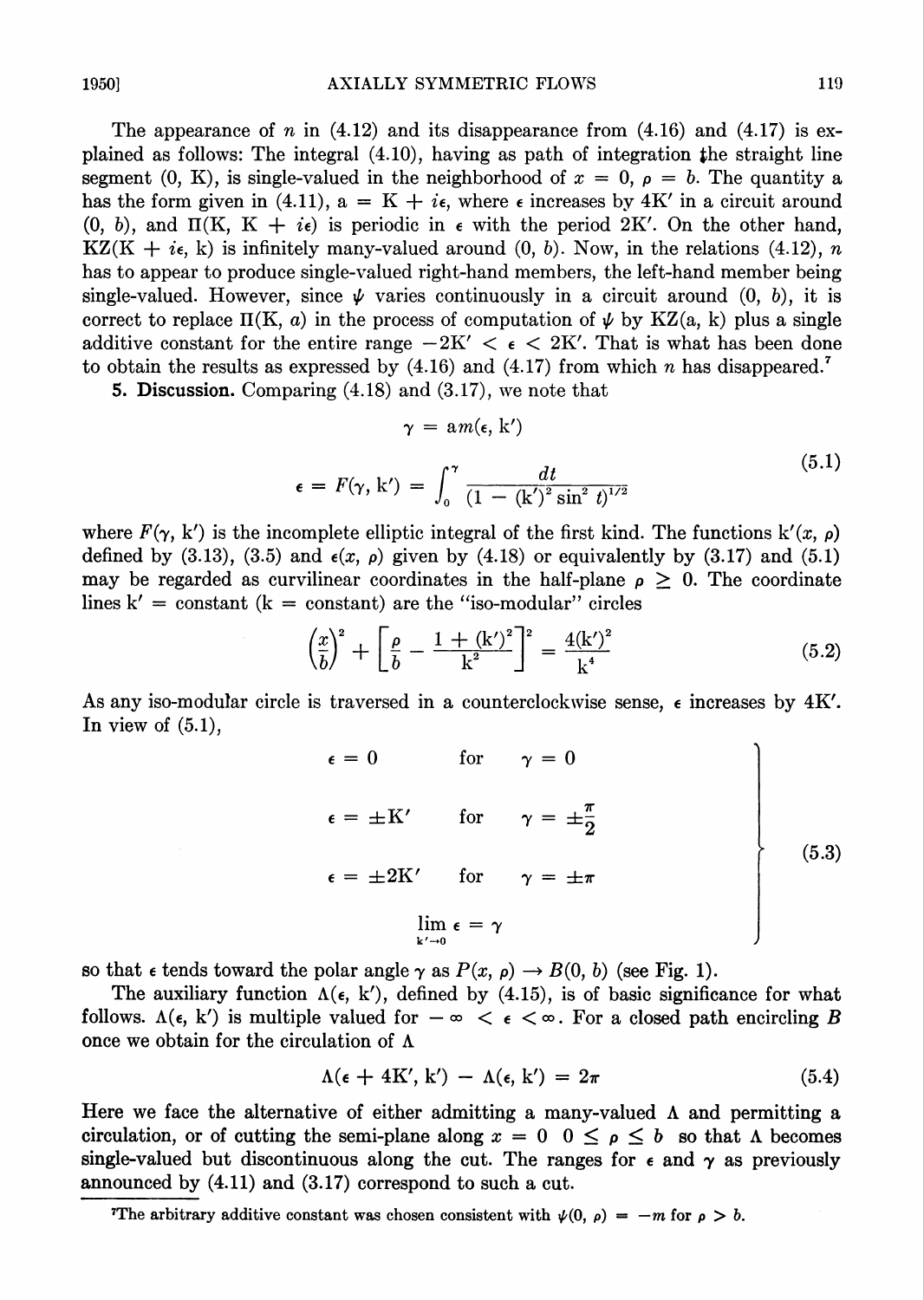The appearance of $n$ in (4.12) and its disappearance from (4.16) and (4.17) is explained as follows: The integral (4.10), having as path of integration the straight line segment $(0, \mathrm{K})$, is single-valued in the neighborhood of $x = 0$, $\rho = b$. The quantity $a$ has the form given in (4.11), $a = \mathrm{K} + i\epsilon$, where $\epsilon$ increases by $4\mathrm{K}'$ in a circuit around $(0, b)$, and $\Pi(\mathrm{K}, \mathrm{K} + i\epsilon)$ is periodic in $\epsilon$ with the period $2\mathrm{K}'$. On the other hand, $\mathrm{K}Z(\mathrm{K} + i\epsilon, \mathrm{k})$ is infinitely many-valued around $(0, b)$. Now, in the relations (4.12), $n$ has to appear to produce single-valued right-hand members, the left-hand member being single-valued. However, since $\psi$ varies continuously in a circuit around $(0, b)$, it is correct to replace $\Pi(\mathrm{K}, a)$ in the process of computation of $\psi$ by $\mathrm{K}Z(a, \mathrm{k})$ plus a single additive constant for the entire range $-2\mathrm{K}' < \epsilon < 2\mathrm{K}'$. That is what has been done to obtain the results as expressed by (4.16) and (4.17) from which $n$ has disappeared.[7]

**5. Discussion.** Comparing (4.18) and (3.17), we note that

$$
\begin{gathered}
\gamma = am(\epsilon, \mathrm{k}') \\
\epsilon = F(\gamma, \mathrm{k}') = \int_0^{\gamma} \frac{dt}{(1 - (\mathrm{k}')^2 \sin^2 t)^{1/2}}
\end{gathered}
\tag{5.1}
$$

where $F(\gamma, \mathrm{k}')$ is the incomplete elliptic integral of the first kind. The functions $\mathrm{k}'(x, \rho)$ defined by (3.13), (3.5) and $\epsilon(x, \rho)$ given by (4.18) or equivalently by (3.17) and (5.1) may be regarded as curvilinear coordinates in the half-plane $\rho \geq 0$. The coordinate lines $\mathrm{k}' = \text{constant}$ ($\mathrm{k} = \text{constant}$) are the "iso-modular" circles

$$
\left(\frac{x}{b}\right)^2 + \left[\frac{\rho}{b} - \frac{1 + (\mathrm{k}')^2}{\mathrm{k}^2}\right]^2 = \frac{4(\mathrm{k}')^2}{\mathrm{k}^4}
\tag{5.2}
$$

As any iso-modular circle is traversed in a counterclockwise sense, $\epsilon$ increases by $4\mathrm{K}'$. In view of (5.1),

$$
\left.
\begin{aligned}
\epsilon &= 0 & &\text{for} \quad \gamma = 0 \\
\epsilon &= \pm\mathrm{K}' & &\text{for} \quad \gamma = \pm\frac{\pi}{2} \\
\epsilon &= \pm 2\mathrm{K}' & &\text{for} \quad \gamma = \pm\pi \\
& \lim_{\mathrm{k}' \to 0} \epsilon = \gamma
\end{aligned}
\right\}
\tag{5.3}
$$

so that $\epsilon$ tends toward the polar angle $\gamma$ as $P(x, \rho) \to B(0, b)$ (see Fig. 1).

The auxiliary function $\Lambda(\epsilon, \mathrm{k}')$, defined by (4.15), is of basic significance for what follows. $\Lambda(\epsilon, \mathrm{k}')$ is multiple valued for $-\infty < \epsilon < \infty$. For a closed path encircling $B$ once we obtain for the circulation of $\Lambda$

$$
\Lambda(\epsilon + 4\mathrm{K}', \mathrm{k}') - \Lambda(\epsilon, \mathrm{k}') = 2\pi
\tag{5.4}
$$

Here we face the alternative of either admitting a many-valued $\Lambda$ and permitting a circulation, or of cutting the semi-plane along $x = 0$ $0 \leq \rho \leq b$ so that $\Lambda$ becomes single-valued but discontinuous along the cut. The ranges for $\epsilon$ and $\gamma$ as previously announced by (4.11) and (3.17) correspond to such a cut.

---

[7] The arbitrary additive constant was chosen consistent with $\psi(0, \rho) = -m$ for $\rho > b$.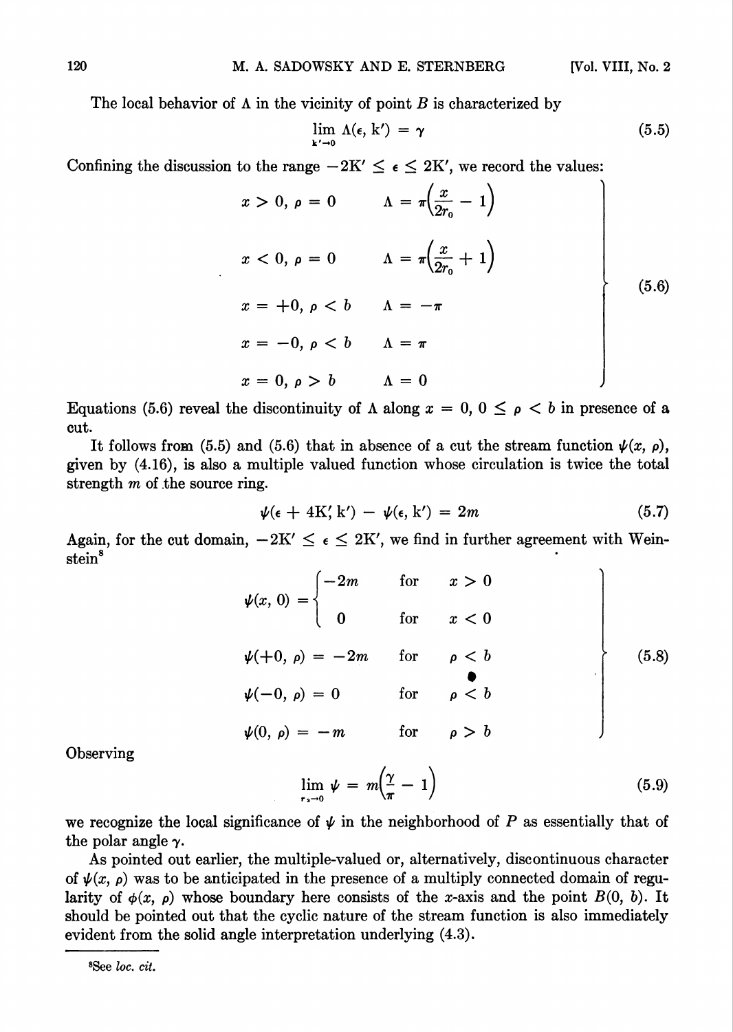The local behavior of $\Lambda$ in the vicinity of point $B$ is characterized by

$$\lim_{k' \to 0} \Lambda(\epsilon, k') = \gamma \tag{5.5}$$

Confining the discussion to the range $-2K' \leq \epsilon \leq 2K'$, we record the values:

$$\left.\begin{array}{lll}
x > 0,\ \rho = 0 & & \Lambda = \pi\left(\dfrac{x}{2r_0} - 1\right) \\[2ex]
x < 0,\ \rho = 0 & & \Lambda = \pi\left(\dfrac{x}{2r_0} + 1\right) \\[2ex]
x = +0,\ \rho < b & & \Lambda = -\pi \\[2ex]
x = -0,\ \rho < b & & \Lambda = \pi \\[2ex]
x = 0,\ \rho > b & & \Lambda = 0
\end{array}\right\} \tag{5.6}$$

Equations (5.6) reveal the discontinuity of $\Lambda$ along $x = 0$, $0 \leq \rho < b$ in presence of a cut.

It follows from (5.5) and (5.6) that in absence of a cut the stream function $\psi(x, \rho)$, given by (4.16), is also a multiple valued function whose circulation is twice the total strength $m$ of the source ring.

$$\psi(\epsilon + 4K', k') - \psi(\epsilon, k') = 2m \tag{5.7}$$

Again, for the cut domain, $-2K' \leq \epsilon \leq 2K'$, we find in further agreement with Weinstein[8]

$$\left.\begin{array}{lll}
\psi(x, 0) = \begin{cases} -2m & \text{for} \quad x > 0 \\ 0 & \text{for} \quad x < 0 \end{cases} & & \\[3ex]
\psi(+0, \rho) = -2m & \text{for} & \rho < b \\[2ex]
\psi(-0, \rho) = 0 & \text{for} & \rho < b \\[2ex]
\psi(0, \rho) = -m & \text{for} & \rho > b
\end{array}\right\} \tag{5.8}$$

Observing

$$\lim_{r_2 \to 0} \psi = m\left(\frac{\gamma}{\pi} - 1\right) \tag{5.9}$$

we recognize the local significance of $\psi$ in the neighborhood of $P$ as essentially that of the polar angle $\gamma$.

As pointed out earlier, the multiple-valued or, alternatively, discontinuous character of $\psi(x, \rho)$ was to be anticipated in the presence of a multiply connected domain of regularity of $\phi(x, \rho)$ whose boundary here consists of the $x$-axis and the point $B(0, b)$. It should be pointed out that the cyclic nature of the stream function is also immediately evident from the solid angle interpretation underlying (4.3).

---

[8] See *loc. cit.*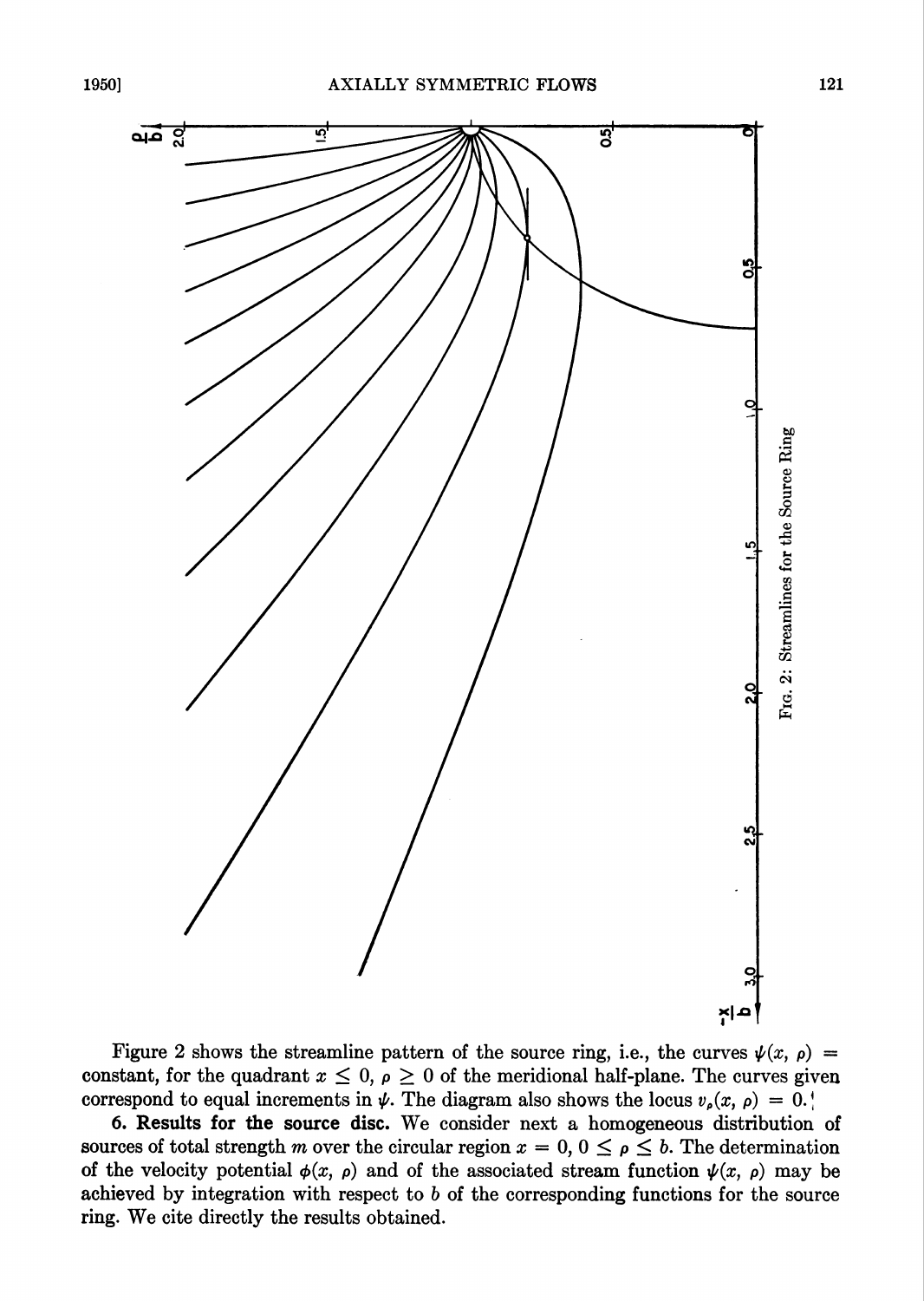FIG. 2: Streamlines for the Source Ring

Figure 2 shows the streamline pattern of the source ring, i.e., the curves $\psi(x, \rho) =$ constant, for the quadrant $x \leq 0$, $\rho \geq 0$ of the meridional half-plane. The curves given correspond to equal increments in $\psi$. The diagram also shows the locus $v_\rho(x, \rho) = 0$.

**6. Results for the source disc.** We consider next a homogeneous distribution of sources of total strength $m$ over the circular region $x = 0$, $0 \leq \rho \leq b$. The determination of the velocity potential $\phi(x, \rho)$ and of the associated stream function $\psi(x, \rho)$ may be achieved by integration with respect to $b$ of the corresponding functions for the source ring. We cite directly the results obtained.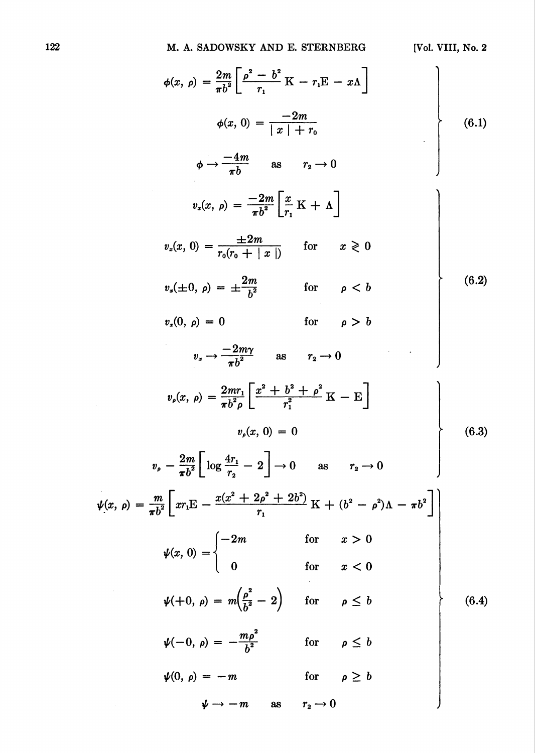$$
\left.
\begin{aligned}
\phi(x, \rho) &= \frac{2m}{\pi b^2}\left[\frac{\rho^2 - b^2}{r_1}\mathrm{K} - r_1\mathrm{E} - x\Lambda\right] \\
\phi(x, 0) &= \frac{-2m}{|x| + r_0} \\
\phi &\to \frac{-4m}{\pi b} \qquad \text{as} \qquad r_2 \to 0
\end{aligned}
\right\} \tag{6.1}
$$

$$
\left.
\begin{aligned}
v_x(x, \rho) &= \frac{-2m}{\pi b^2}\left[\frac{x}{r_1}\mathrm{K} + \Lambda\right] \\
v_x(x, 0) &= \frac{\pm 2m}{r_0(r_0 + |x|)} \qquad \text{for} \qquad x \gtrless 0 \\
v_x(\pm 0, \rho) &= \pm\frac{2m}{b^2} \qquad \text{for} \qquad \rho < b \\
v_x(0, \rho) &= 0 \qquad \text{for} \qquad \rho > b \\
v_x &\to \frac{-2m\gamma}{\pi b^2} \qquad \text{as} \qquad r_2 \to 0
\end{aligned}
\right\} \tag{6.2}
$$

$$
\left.
\begin{aligned}
v_\rho(x, \rho) &= \frac{2mr_1}{\pi b^2 \rho}\left[\frac{x^2 + b^2 + \rho^2}{r_1^2}\mathrm{K} - \mathrm{E}\right] \\
v_\rho(x, 0) &= 0 \\
v_\rho - \frac{2m}{\pi b^2}&\left[\log\frac{4r_1}{r_2} - 2\right] \to 0 \qquad \text{as} \qquad r_2 \to 0
\end{aligned}
\right\} \tag{6.3}
$$

$$
\left.
\begin{aligned}
\psi(x, \rho) &= \frac{m}{\pi b^2}\left[xr_1\mathrm{E} - \frac{x(x^2 + 2\rho^2 + 2b^2)}{r_1}\mathrm{K} + (b^2 - \rho^2)\Lambda - \pi b^2\right] \\
\psi(x, 0) &= \begin{cases} -2m & \text{for} \quad x > 0 \\ 0 & \text{for} \quad x < 0 \end{cases} \\
\psi(+0, \rho) &= m\left(\frac{\rho^2}{b^2} - 2\right) \qquad \text{for} \qquad \rho \le b \\
\psi(-0, \rho) &= -\frac{m\rho^2}{b^2} \qquad \text{for} \qquad \rho \le b \\
\psi(0, \rho) &= -m \qquad \text{for} \qquad \rho \ge b \\
\psi &\to -m \qquad \text{as} \qquad r_2 \to 0
\end{aligned}
\right\} \tag{6.4}
$$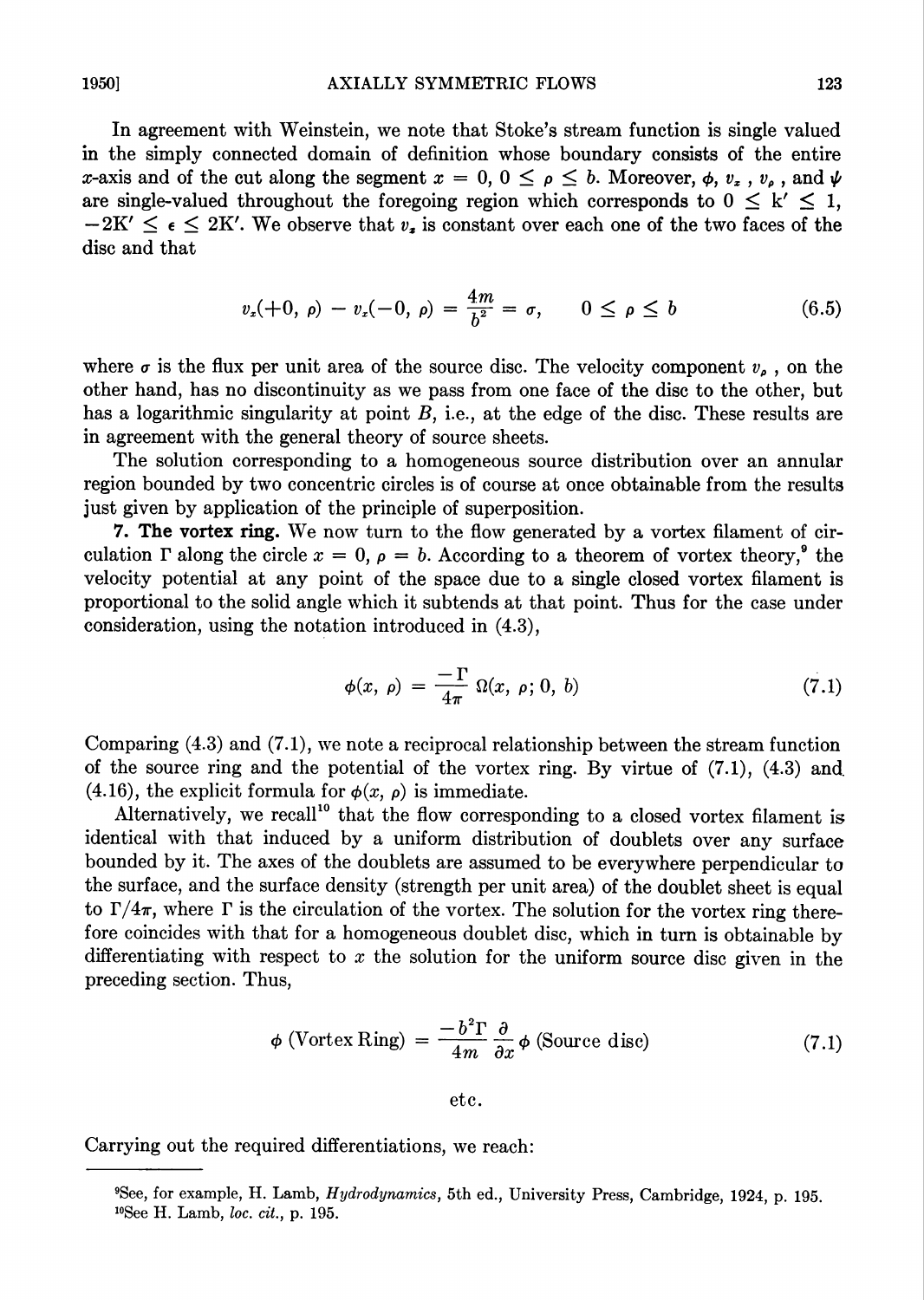In agreement with Weinstein, we note that Stoke's stream function is single valued in the simply connected domain of definition whose boundary consists of the entire $x$-axis and of the cut along the segment $x = 0$, $0 \leq \rho \leq b$. Moreover, $\phi$, $v_x$, $v_\rho$, and $\psi$ are single-valued throughout the foregoing region which corresponds to $0 \leq k' \leq 1$, $-2K' \leq \epsilon \leq 2K'$. We observe that $v_x$ is constant over each one of the two faces of the disc and that

$$v_x(+0, \rho) - v_x(-0, \rho) = \frac{4m}{b^2} = \sigma, \qquad 0 \leq \rho \leq b \tag{6.5}$$

where $\sigma$ is the flux per unit area of the source disc. The velocity component $v_\rho$, on the other hand, has no discontinuity as we pass from one face of the disc to the other, but has a logarithmic singularity at point $B$, i.e., at the edge of the disc. These results are in agreement with the general theory of source sheets.

The solution corresponding to a homogeneous source distribution over an annular region bounded by two concentric circles is of course at once obtainable from the results just given by application of the principle of superposition.

**7. The vortex ring.** We now turn to the flow generated by a vortex filament of circulation $\Gamma$ along the circle $x = 0$, $\rho = b$. According to a theorem of vortex theory,[9] the velocity potential at any point of the space due to a single closed vortex filament is proportional to the solid angle which it subtends at that point. Thus for the case under consideration, using the notation introduced in (4.3),

$$\phi(x, \rho) = \frac{-\Gamma}{4\pi}\,\Omega(x, \rho; 0, b) \tag{7.1}$$

Comparing (4.3) and (7.1), we note a reciprocal relationship between the stream function of the source ring and the potential of the vortex ring. By virtue of (7.1), (4.3) and (4.16), the explicit formula for $\phi(x, \rho)$ is immediate.

Alternatively, we recall[10] that the flow corresponding to a closed vortex filament is identical with that induced by a uniform distribution of doublets over any surface bounded by it. The axes of the doublets are assumed to be everywhere perpendicular to the surface, and the surface density (strength per unit area) of the doublet sheet is equal to $\Gamma/4\pi$, where $\Gamma$ is the circulation of the vortex. The solution for the vortex ring therefore coincides with that for a homogeneous doublet disc, which in turn is obtainable by differentiating with respect to $x$ the solution for the uniform source disc given in the preceding section. Thus,

$$\phi\ (\text{Vortex Ring}) = \frac{-b^2\Gamma}{4m}\frac{\partial}{\partial x}\phi\ (\text{Source disc}) \tag{7.1}$$

etc.

Carrying out the required differentiations, we reach:

---

[9] See, for example, H. Lamb, *Hydrodynamics*, 5th ed., University Press, Cambridge, 1924, p. 195.

[10] See H. Lamb, *loc. cit.*, p. 195.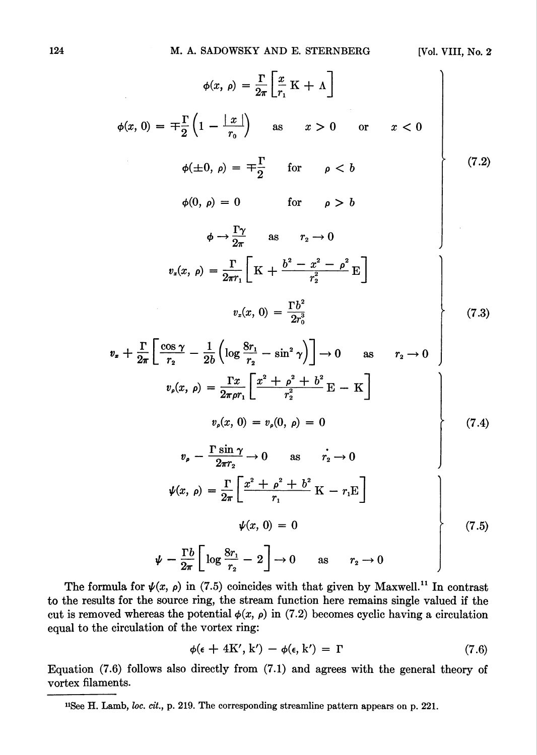$$
\left.\begin{aligned}
\phi(x, \rho) &= \frac{\Gamma}{2\pi}\left[\frac{x}{r_1}\mathrm{K} + \Lambda\right] \\
\phi(x, 0) &= \mp\frac{\Gamma}{2}\left(1 - \frac{|x|}{r_0}\right) \qquad \text{as} \qquad x > 0 \qquad \text{or} \qquad x < 0 \\
\phi(\pm 0, \rho) &= \mp\frac{\Gamma}{2} \qquad \text{for} \qquad \rho < b \\
\phi(0, \rho) &= 0 \qquad \text{for} \qquad \rho > b \\
\phi &\rightarrow \frac{\Gamma\gamma}{2\pi} \qquad \text{as} \qquad r_2 \rightarrow 0
\end{aligned}\right\} \tag{7.2}
$$

$$
\left.\begin{aligned}
v_x(x, \rho) &= \frac{\Gamma}{2\pi r_1}\left[\mathrm{K} + \frac{b^2 - x^2 - \rho^2}{r_2^2}\mathrm{E}\right] \\
v_x(x, 0) &= \frac{\Gamma b^2}{2r_0^3} \\
v_x + \frac{\Gamma}{2\pi}&\left[\frac{\cos\gamma}{r_2} - \frac{1}{2b}\left(\log\frac{8r_1}{r_2} - \sin^2\gamma\right)\right] \rightarrow 0 \qquad \text{as} \qquad r_2 \rightarrow 0
\end{aligned}\right\} \tag{7.3}
$$

$$
\left.\begin{aligned}
v_\rho(x, \rho) &= \frac{\Gamma x}{2\pi\rho r_1}\left[\frac{x^2 + \rho^2 + b^2}{r_2^2}\mathrm{E} - \mathrm{K}\right] \\
v_\rho(x, 0) &= v_\rho(0, \rho) = 0 \\
v_\rho - \frac{\Gamma\sin\gamma}{2\pi r_2} &\rightarrow 0 \qquad \text{as} \qquad r_2 \rightarrow 0
\end{aligned}\right\} \tag{7.4}
$$

$$
\left.\begin{aligned}
\psi(x, \rho) &= \frac{\Gamma}{2\pi}\left[\frac{x^2 + \rho^2 + b^2}{r_1}\mathrm{K} - r_1\mathrm{E}\right] \\
\psi(x, 0) &= 0 \\
\psi - \frac{\Gamma b}{2\pi}&\left[\log\frac{8r_1}{r_2} - 2\right] \rightarrow 0 \qquad \text{as} \qquad r_2 \rightarrow 0
\end{aligned}\right\} \tag{7.5}
$$

The formula for $\psi(x, \rho)$ in (7.5) coincides with that given by Maxwell.[11] In contrast to the results for the source ring, the stream function here remains single valued if the cut is removed whereas the potential $\phi(x, \rho)$ in (7.2) becomes cyclic having a circulation equal to the circulation of the vortex ring:

$$
\phi(\epsilon + 4\mathrm{K}', \mathrm{k}') - \phi(\epsilon, \mathrm{k}') = \Gamma \tag{7.6}
$$

Equation (7.6) follows also directly from (7.1) and agrees with the general theory of vortex filaments.

---

[11] See H. Lamb, *loc. cit.*, p. 219. The corresponding streamline pattern appears on p. 221.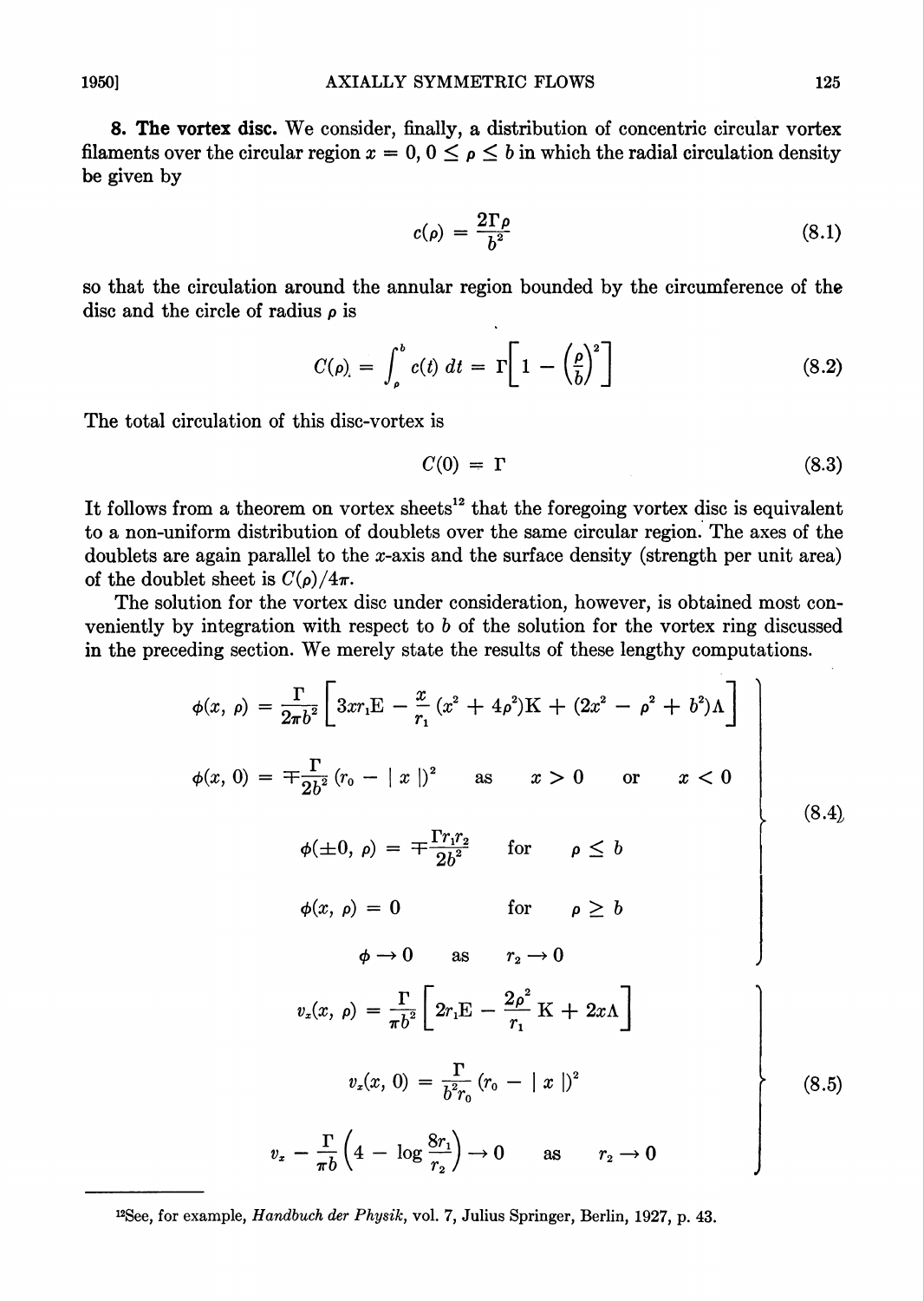**8. The vortex disc.** We consider, finally, a distribution of concentric circular vortex filaments over the circular region $x = 0, 0 \leq \rho \leq b$ in which the radial circulation density be given by

$$c(\rho) = \frac{2\Gamma\rho}{b^2} \tag{8.1}$$

so that the circulation around the annular region bounded by the circumference of the disc and the circle of radius $\rho$ is

$$C(\rho) = \int_\rho^b c(t)\,dt = \Gamma\left[1 - \left(\frac{\rho}{b}\right)^2\right] \tag{8.2}$$

The total circulation of this disc-vortex is

$$C(0) = \Gamma \tag{8.3}$$

It follows from a theorem on vortex sheets[12] that the foregoing vortex disc is equivalent to a non-uniform distribution of doublets over the same circular region. The axes of the doublets are again parallel to the $x$-axis and the surface density (strength per unit area) of the doublet sheet is $C(\rho)/4\pi$.

The solution for the vortex disc under consideration, however, is obtained most conveniently by integration with respect to $b$ of the solution for the vortex ring discussed in the preceding section. We merely state the results of these lengthy computations.

$$\left.\begin{aligned}
\phi(x, \rho) &= \frac{\Gamma}{2\pi b^2}\left[3xr_1\mathrm{E} - \frac{x}{r_1}(x^2 + 4\rho^2)\mathrm{K} + (2x^2 - \rho^2 + b^2)\Lambda\right] \\
\phi(x, 0) &= \mp\frac{\Gamma}{2b^2}(r_0 - |x|)^2 \qquad \text{as} \qquad x > 0 \qquad \text{or} \qquad x < 0 \\
\phi(\pm 0, \rho) &= \mp\frac{\Gamma r_1 r_2}{2b^2} \qquad \text{for} \qquad \rho \leq b \\
\phi(x, \rho) &= 0 \qquad \text{for} \qquad \rho \geq b \\
\phi &\to 0 \qquad \text{as} \qquad r_2 \to 0
\end{aligned}\right\} \tag{8.4}$$

$$\left.\begin{aligned}
v_x(x, \rho) &= \frac{\Gamma}{\pi b^2}\left[2r_1\mathrm{E} - \frac{2\rho^2}{r_1}\mathrm{K} + 2x\Lambda\right] \\
v_x(x, 0) &= \frac{\Gamma}{b^2 r_0}(r_0 - |x|)^2 \\
v_x - \frac{\Gamma}{\pi b}\left(4 - \log\frac{8r_1}{r_2}\right) &\to 0 \qquad \text{as} \qquad r_2 \to 0
\end{aligned}\right\} \tag{8.5}$$

---

[12] See, for example, *Handbuch der Physik*, vol. 7, Julius Springer, Berlin, 1927, p. 43.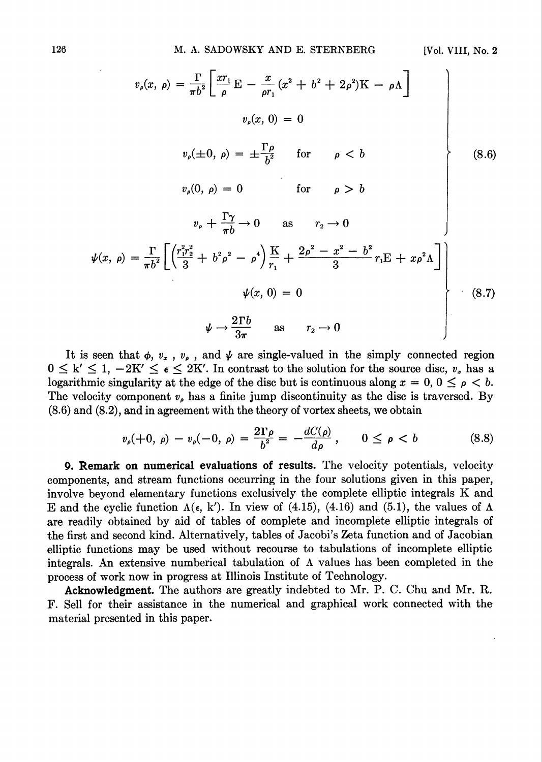$$
\left.
\begin{aligned}
v_\rho(x, \rho) &= \frac{\Gamma}{\pi b^2}\left[\frac{x r_1}{\rho}\mathrm{E} - \frac{x}{\rho r_1}(x^2 + b^2 + 2\rho^2)\mathrm{K} - \rho\Lambda\right] \\
v_\rho(x, 0) &= 0 \\
v_\rho(\pm 0, \rho) &= \pm\frac{\Gamma\rho}{b^2} \qquad \text{for} \qquad \rho < b \\
v_\rho(0, \rho) &= 0 \qquad \text{for} \qquad \rho > b \\
v_\rho + \frac{\Gamma\gamma}{\pi b} &\to 0 \qquad \text{as} \qquad r_2 \to 0
\end{aligned}
\right\} \tag{8.6}
$$

$$
\left.
\begin{aligned}
\psi(x, \rho) &= \frac{\Gamma}{\pi b^2}\left[\left(\frac{r_1^2 r_2^2}{3} + b^2\rho^2 - \rho^4\right)\frac{\mathrm{K}}{r_1} + \frac{2\rho^2 - x^2 - b^2}{3} r_1 \mathrm{E} + x\rho^2\Lambda\right] \\
\psi(x, 0) &= 0 \\
\psi &\to \frac{2\Gamma b}{3\pi} \qquad \text{as} \qquad r_2 \to 0
\end{aligned}
\right\} \tag{8.7}
$$

It is seen that $\phi$, $v_x$, $v_\rho$, and $\psi$ are single-valued in the simply connected region $0 \leq \mathrm{k}' \leq 1$, $-2\mathrm{K}' \leq \epsilon \leq 2\mathrm{K}'$. In contrast to the solution for the source disc, $v_x$ has a logarithmic singularity at the edge of the disc but is continuous along $x = 0$, $0 \leq \rho < b$. The velocity component $v_\rho$ has a finite jump discontinuity as the disc is traversed. By (8.6) and (8.2), and in agreement with the theory of vortex sheets, we obtain

$$
v_\rho(+0, \rho) - v_\rho(-0, \rho) = \frac{2\Gamma\rho}{b^2} = -\frac{dC(\rho)}{d\rho}, \qquad 0 \leq \rho < b \tag{8.8}
$$

**9. Remark on numerical evaluations of results.** The velocity potentials, velocity components, and stream functions occurring in the four solutions given in this paper, involve beyond elementary functions exclusively the complete elliptic integrals K and E and the cyclic function $\Lambda(\epsilon, \mathrm{k}')$. In view of (4.15), (4.16) and (5.1), the values of $\Lambda$ are readily obtained by aid of tables of complete and incomplete elliptic integrals of the first and second kind. Alternatively, tables of Jacobi's Zeta function and of Jacobian elliptic functions may be used without recourse to tabulations of incomplete elliptic integrals. An extensive numberical tabulation of $\Lambda$ values has been completed in the process of work now in progress at Illinois Institute of Technology.

**Acknowledgment.** The authors are greatly indebted to Mr. P. C. Chu and Mr. R. F. Sell for their assistance in the numerical and graphical work connected with the material presented in this paper.